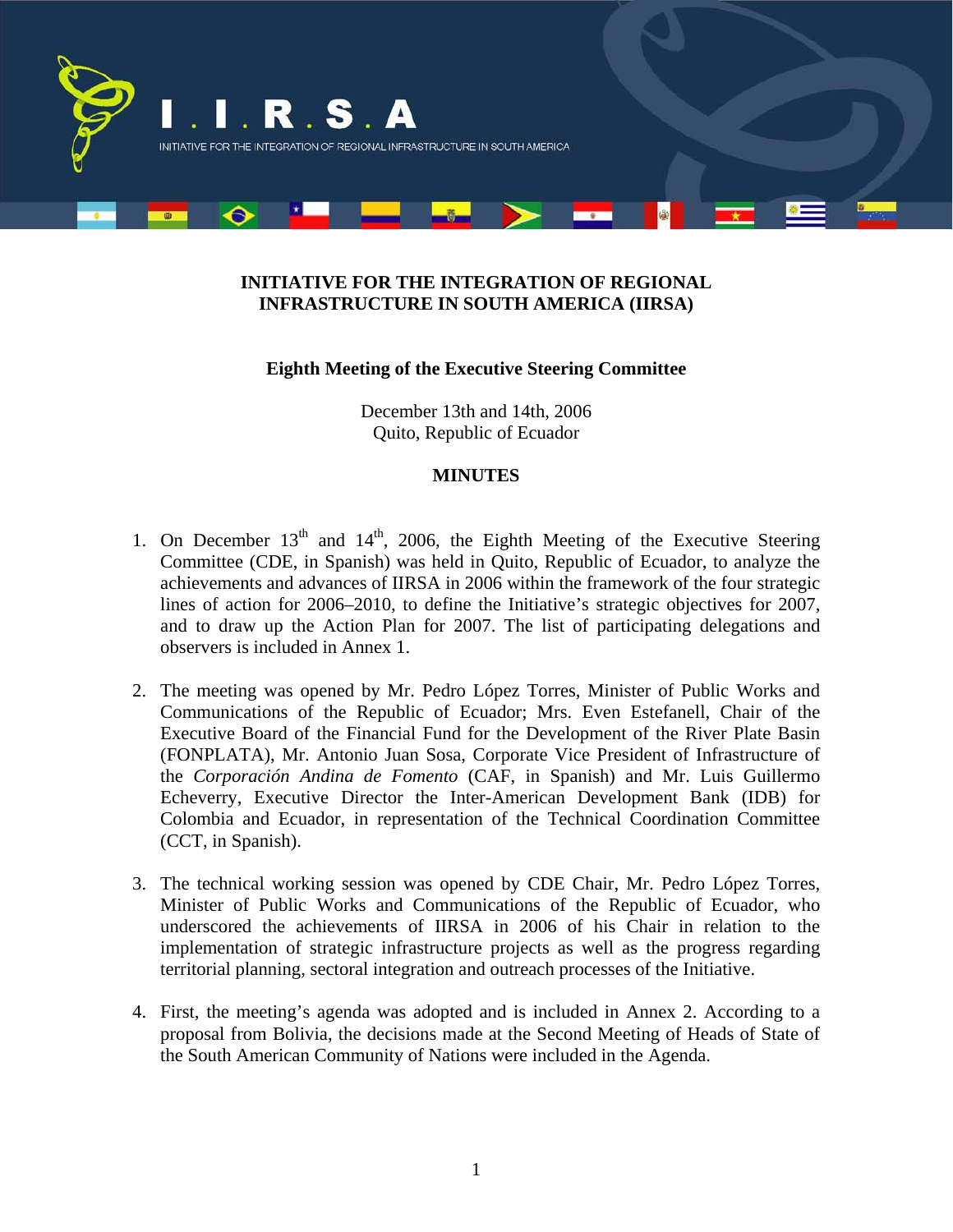I . I . R . S . A

INITIATIVE FOR THE INTEGRATION OF REGIONAL INFRASTRUCTURE IN SOUTH AMERICA

# INITIATIVE FOR THE INTEGRATION OF REGIONAL INFRASTRUCTURE IN SOUTH AMERICA (IIRSA)

## Eighth Meeting of the Executive Steering Committee

December 13th and 14th, 2006
Quito, Republic of Ecuador

## MINUTES

1. On December 13th and 14th, 2006, the Eighth Meeting of the Executive Steering Committee (CDE, in Spanish) was held in Quito, Republic of Ecuador, to analyze the achievements and advances of IIRSA in 2006 within the framework of the four strategic lines of action for 2006–2010, to define the Initiative's strategic objectives for 2007, and to draw up the Action Plan for 2007. The list of participating delegations and observers is included in Annex 1.

2. The meeting was opened by Mr. Pedro López Torres, Minister of Public Works and Communications of the Republic of Ecuador; Mrs. Even Estefanell, Chair of the Executive Board of the Financial Fund for the Development of the River Plate Basin (FONPLATA), Mr. Antonio Juan Sosa, Corporate Vice President of Infrastructure of the *Corporación Andina de Fomento* (CAF, in Spanish) and Mr. Luis Guillermo Echeverry, Executive Director the Inter-American Development Bank (IDB) for Colombia and Ecuador, in representation of the Technical Coordination Committee (CCT, in Spanish).

3. The technical working session was opened by CDE Chair, Mr. Pedro López Torres, Minister of Public Works and Communications of the Republic of Ecuador, who underscored the achievements of IIRSA in 2006 of his Chair in relation to the implementation of strategic infrastructure projects as well as the progress regarding territorial planning, sectoral integration and outreach processes of the Initiative.

4. First, the meeting's agenda was adopted and is included in Annex 2. According to a proposal from Bolivia, the decisions made at the Second Meeting of Heads of State of the South American Community of Nations were included in the Agenda.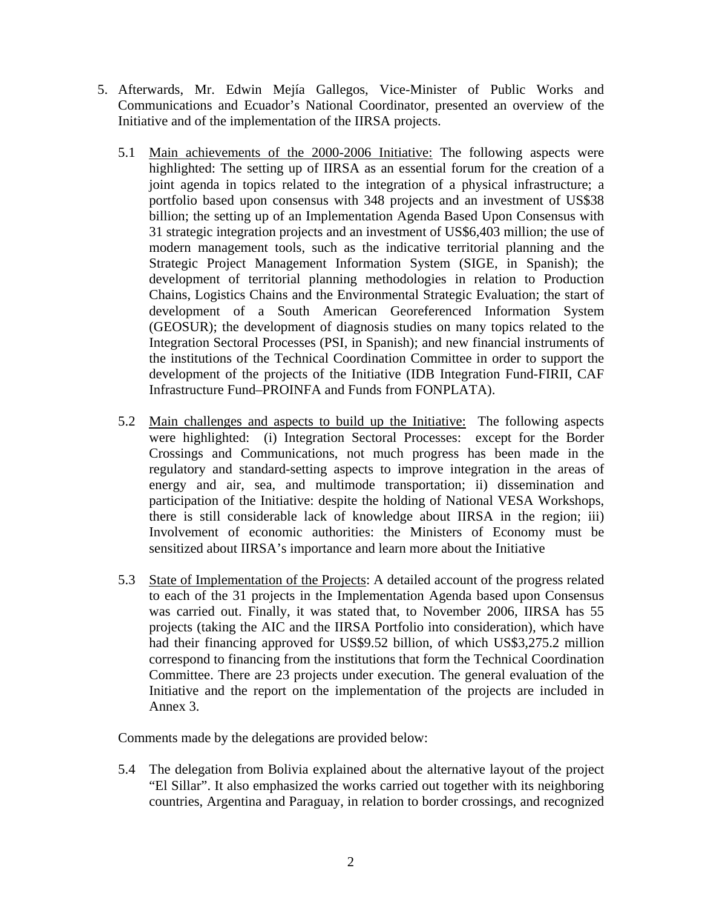5. Afterwards, Mr. Edwin Mejía Gallegos, Vice-Minister of Public Works and Communications and Ecuador's National Coordinator, presented an overview of the Initiative and of the implementation of the IIRSA projects.

   5.1 Main achievements of the 2000-2006 Initiative: The following aspects were highlighted: The setting up of IIRSA as an essential forum for the creation of a joint agenda in topics related to the integration of a physical infrastructure; a portfolio based upon consensus with 348 projects and an investment of US$38 billion; the setting up of an Implementation Agenda Based Upon Consensus with 31 strategic integration projects and an investment of US$6,403 million; the use of modern management tools, such as the indicative territorial planning and the Strategic Project Management Information System (SIGE, in Spanish); the development of territorial planning methodologies in relation to Production Chains, Logistics Chains and the Environmental Strategic Evaluation; the start of development of a South American Georeferenced Information System (GEOSUR); the development of diagnosis studies on many topics related to the Integration Sectoral Processes (PSI, in Spanish); and new financial instruments of the institutions of the Technical Coordination Committee in order to support the development of the projects of the Initiative (IDB Integration Fund-FIRII, CAF Infrastructure Fund–PROINFA and Funds from FONPLATA).

   5.2 Main challenges and aspects to build up the Initiative: The following aspects were highlighted: (i) Integration Sectoral Processes: except for the Border Crossings and Communications, not much progress has been made in the regulatory and standard-setting aspects to improve integration in the areas of energy and air, sea, and multimode transportation; ii) dissemination and participation of the Initiative: despite the holding of National VESA Workshops, there is still considerable lack of knowledge about IIRSA in the region; iii) Involvement of economic authorities: the Ministers of Economy must be sensitized about IIRSA's importance and learn more about the Initiative

   5.3 State of Implementation of the Projects: A detailed account of the progress related to each of the 31 projects in the Implementation Agenda based upon Consensus was carried out. Finally, it was stated that, to November 2006, IIRSA has 55 projects (taking the AIC and the IIRSA Portfolio into consideration), which have had their financing approved for US$9.52 billion, of which US$3,275.2 million correspond to financing from the institutions that form the Technical Coordination Committee. There are 23 projects under execution. The general evaluation of the Initiative and the report on the implementation of the projects are included in Annex 3.

   Comments made by the delegations are provided below:

   5.4 The delegation from Bolivia explained about the alternative layout of the project "El Sillar". It also emphasized the works carried out together with its neighboring countries, Argentina and Paraguay, in relation to border crossings, and recognized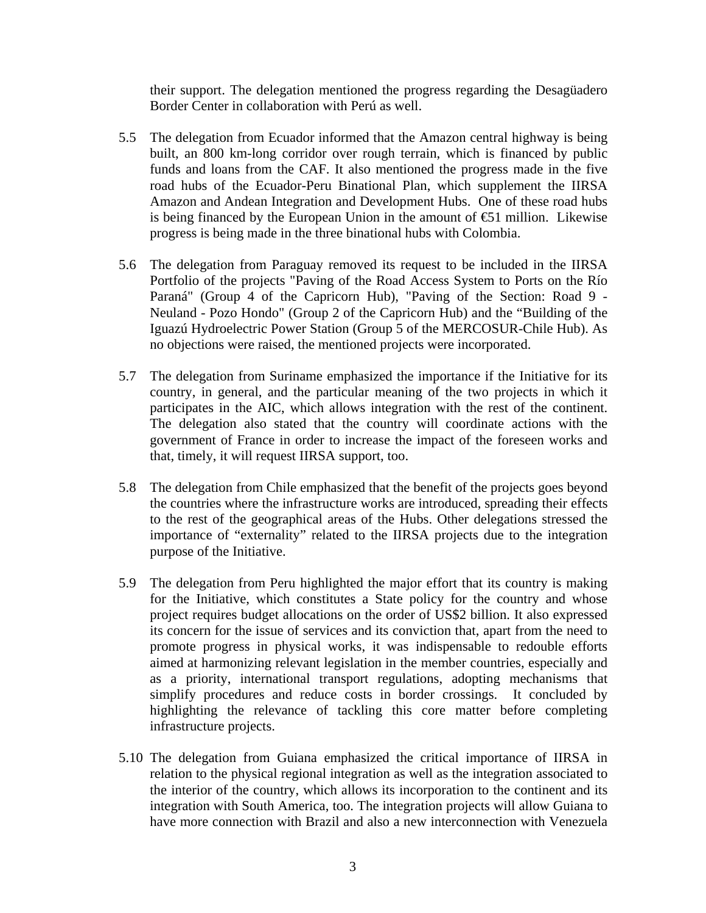their support. The delegation mentioned the progress regarding the Desagüadero Border Center in collaboration with Perú as well.

5.5 The delegation from Ecuador informed that the Amazon central highway is being built, an 800 km-long corridor over rough terrain, which is financed by public funds and loans from the CAF. It also mentioned the progress made in the five road hubs of the Ecuador-Peru Binational Plan, which supplement the IIRSA Amazon and Andean Integration and Development Hubs. One of these road hubs is being financed by the European Union in the amount of €51 million. Likewise progress is being made in the three binational hubs with Colombia.

5.6 The delegation from Paraguay removed its request to be included in the IIRSA Portfolio of the projects "Paving of the Road Access System to Ports on the Río Paraná" (Group 4 of the Capricorn Hub), "Paving of the Section: Road 9 - Neuland - Pozo Hondo" (Group 2 of the Capricorn Hub) and the "Building of the Iguazú Hydroelectric Power Station (Group 5 of the MERCOSUR-Chile Hub). As no objections were raised, the mentioned projects were incorporated.

5.7 The delegation from Suriname emphasized the importance if the Initiative for its country, in general, and the particular meaning of the two projects in which it participates in the AIC, which allows integration with the rest of the continent. The delegation also stated that the country will coordinate actions with the government of France in order to increase the impact of the foreseen works and that, timely, it will request IIRSA support, too.

5.8 The delegation from Chile emphasized that the benefit of the projects goes beyond the countries where the infrastructure works are introduced, spreading their effects to the rest of the geographical areas of the Hubs. Other delegations stressed the importance of "externality" related to the IIRSA projects due to the integration purpose of the Initiative.

5.9 The delegation from Peru highlighted the major effort that its country is making for the Initiative, which constitutes a State policy for the country and whose project requires budget allocations on the order of US$2 billion. It also expressed its concern for the issue of services and its conviction that, apart from the need to promote progress in physical works, it was indispensable to redouble efforts aimed at harmonizing relevant legislation in the member countries, especially and as a priority, international transport regulations, adopting mechanisms that simplify procedures and reduce costs in border crossings. It concluded by highlighting the relevance of tackling this core matter before completing infrastructure projects.

5.10 The delegation from Guiana emphasized the critical importance of IIRSA in relation to the physical regional integration as well as the integration associated to the interior of the country, which allows its incorporation to the continent and its integration with South America, too. The integration projects will allow Guiana to have more connection with Brazil and also a new interconnection with Venezuela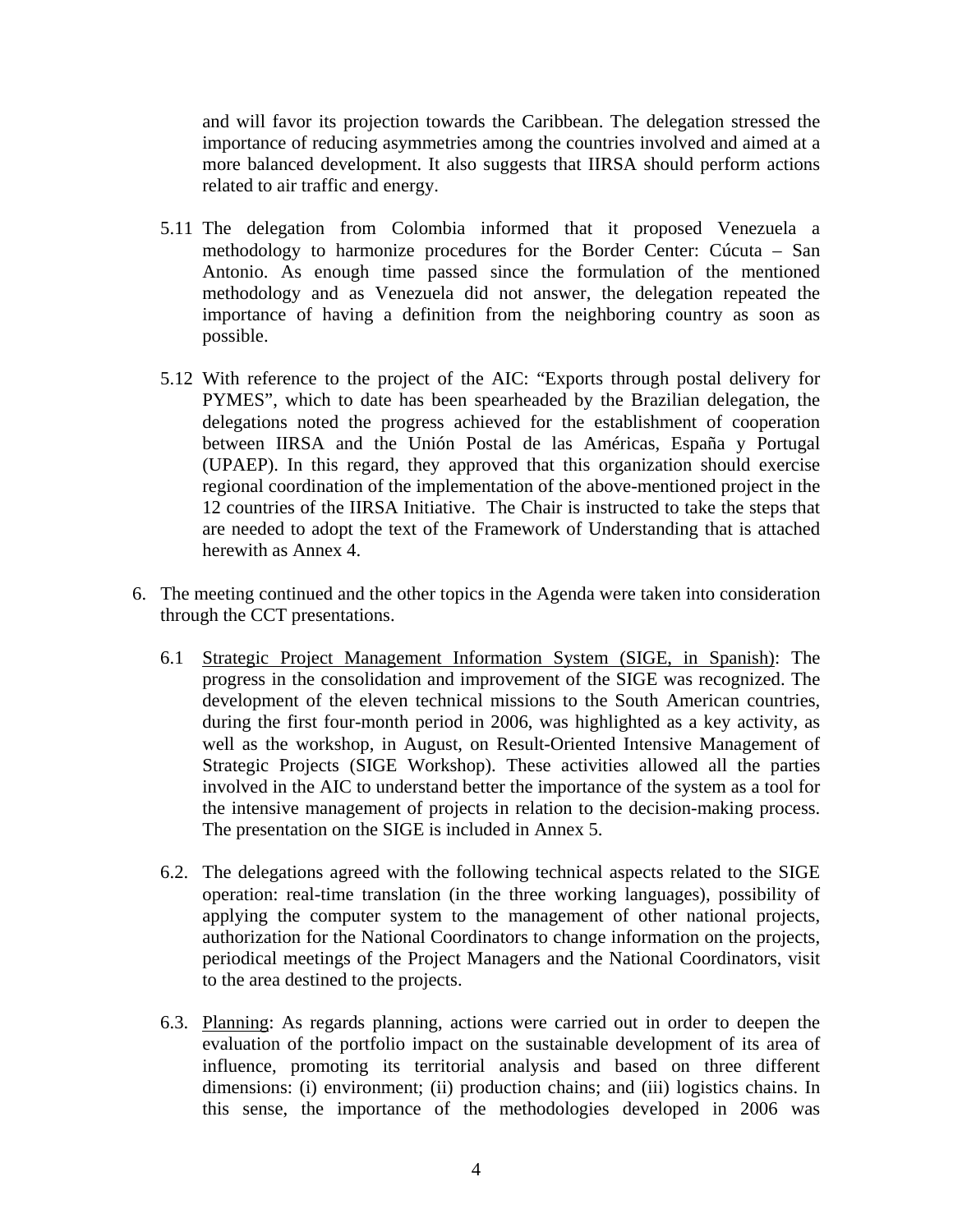and will favor its projection towards the Caribbean. The delegation stressed the importance of reducing asymmetries among the countries involved and aimed at a more balanced development. It also suggests that IIRSA should perform actions related to air traffic and energy.

5.11 The delegation from Colombia informed that it proposed Venezuela a methodology to harmonize procedures for the Border Center: Cúcuta – San Antonio. As enough time passed since the formulation of the mentioned methodology and as Venezuela did not answer, the delegation repeated the importance of having a definition from the neighboring country as soon as possible.

5.12 With reference to the project of the AIC: "Exports through postal delivery for PYMES", which to date has been spearheaded by the Brazilian delegation, the delegations noted the progress achieved for the establishment of cooperation between IIRSA and the Unión Postal de las Américas, España y Portugal (UPAEP). In this regard, they approved that this organization should exercise regional coordination of the implementation of the above-mentioned project in the 12 countries of the IIRSA Initiative. The Chair is instructed to take the steps that are needed to adopt the text of the Framework of Understanding that is attached herewith as Annex 4.

6. The meeting continued and the other topics in the Agenda were taken into consideration through the CCT presentations.

6.1 Strategic Project Management Information System (SIGE, in Spanish): The progress in the consolidation and improvement of the SIGE was recognized. The development of the eleven technical missions to the South American countries, during the first four-month period in 2006, was highlighted as a key activity, as well as the workshop, in August, on Result-Oriented Intensive Management of Strategic Projects (SIGE Workshop). These activities allowed all the parties involved in the AIC to understand better the importance of the system as a tool for the intensive management of projects in relation to the decision-making process. The presentation on the SIGE is included in Annex 5.

6.2. The delegations agreed with the following technical aspects related to the SIGE operation: real-time translation (in the three working languages), possibility of applying the computer system to the management of other national projects, authorization for the National Coordinators to change information on the projects, periodical meetings of the Project Managers and the National Coordinators, visit to the area destined to the projects.

6.3. Planning: As regards planning, actions were carried out in order to deepen the evaluation of the portfolio impact on the sustainable development of its area of influence, promoting its territorial analysis and based on three different dimensions: (i) environment; (ii) production chains; and (iii) logistics chains. In this sense, the importance of the methodologies developed in 2006 was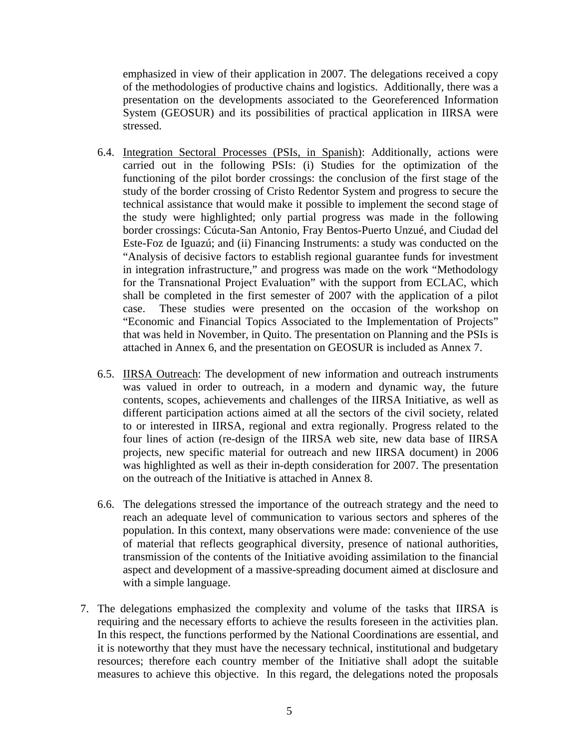emphasized in view of their application in 2007. The delegations received a copy of the methodologies of productive chains and logistics. Additionally, there was a presentation on the developments associated to the Georeferenced Information System (GEOSUR) and its possibilities of practical application in IIRSA were stressed.

6.4. Integration Sectoral Processes (PSIs, in Spanish): Additionally, actions were carried out in the following PSIs: (i) Studies for the optimization of the functioning of the pilot border crossings: the conclusion of the first stage of the study of the border crossing of Cristo Redentor System and progress to secure the technical assistance that would make it possible to implement the second stage of the study were highlighted; only partial progress was made in the following border crossings: Cúcuta-San Antonio, Fray Bentos-Puerto Unzué, and Ciudad del Este-Foz de Iguazú; and (ii) Financing Instruments: a study was conducted on the "Analysis of decisive factors to establish regional guarantee funds for investment in integration infrastructure," and progress was made on the work "Methodology for the Transnational Project Evaluation" with the support from ECLAC, which shall be completed in the first semester of 2007 with the application of a pilot case. These studies were presented on the occasion of the workshop on "Economic and Financial Topics Associated to the Implementation of Projects" that was held in November, in Quito. The presentation on Planning and the PSIs is attached in Annex 6, and the presentation on GEOSUR is included as Annex 7.

6.5. IIRSA Outreach: The development of new information and outreach instruments was valued in order to outreach, in a modern and dynamic way, the future contents, scopes, achievements and challenges of the IIRSA Initiative, as well as different participation actions aimed at all the sectors of the civil society, related to or interested in IIRSA, regional and extra regionally. Progress related to the four lines of action (re-design of the IIRSA web site, new data base of IIRSA projects, new specific material for outreach and new IIRSA document) in 2006 was highlighted as well as their in-depth consideration for 2007. The presentation on the outreach of the Initiative is attached in Annex 8.

6.6. The delegations stressed the importance of the outreach strategy and the need to reach an adequate level of communication to various sectors and spheres of the population. In this context, many observations were made: convenience of the use of material that reflects geographical diversity, presence of national authorities, transmission of the contents of the Initiative avoiding assimilation to the financial aspect and development of a massive-spreading document aimed at disclosure and with a simple language.

7. The delegations emphasized the complexity and volume of the tasks that IIRSA is requiring and the necessary efforts to achieve the results foreseen in the activities plan. In this respect, the functions performed by the National Coordinations are essential, and it is noteworthy that they must have the necessary technical, institutional and budgetary resources; therefore each country member of the Initiative shall adopt the suitable measures to achieve this objective. In this regard, the delegations noted the proposals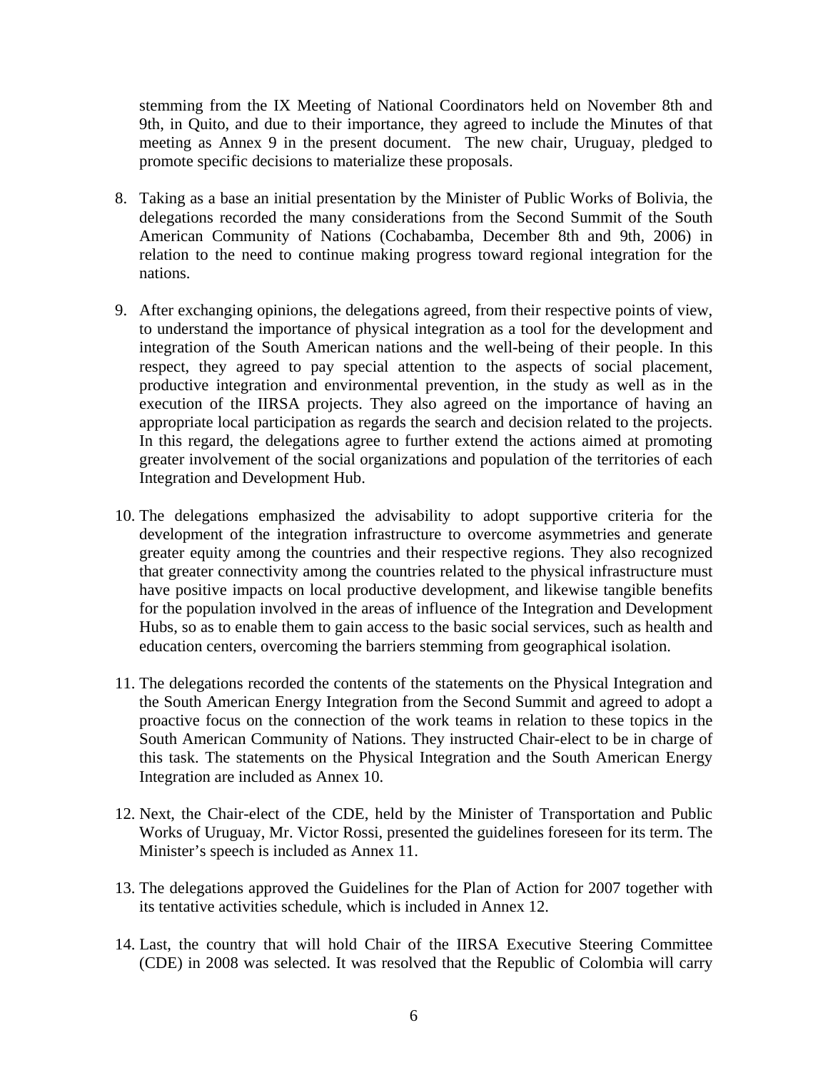stemming from the IX Meeting of National Coordinators held on November 8th and 9th, in Quito, and due to their importance, they agreed to include the Minutes of that meeting as Annex 9 in the present document. The new chair, Uruguay, pledged to promote specific decisions to materialize these proposals.

8. Taking as a base an initial presentation by the Minister of Public Works of Bolivia, the delegations recorded the many considerations from the Second Summit of the South American Community of Nations (Cochabamba, December 8th and 9th, 2006) in relation to the need to continue making progress toward regional integration for the nations.

9. After exchanging opinions, the delegations agreed, from their respective points of view, to understand the importance of physical integration as a tool for the development and integration of the South American nations and the well-being of their people. In this respect, they agreed to pay special attention to the aspects of social placement, productive integration and environmental prevention, in the study as well as in the execution of the IIRSA projects. They also agreed on the importance of having an appropriate local participation as regards the search and decision related to the projects. In this regard, the delegations agree to further extend the actions aimed at promoting greater involvement of the social organizations and population of the territories of each Integration and Development Hub.

10. The delegations emphasized the advisability to adopt supportive criteria for the development of the integration infrastructure to overcome asymmetries and generate greater equity among the countries and their respective regions. They also recognized that greater connectivity among the countries related to the physical infrastructure must have positive impacts on local productive development, and likewise tangible benefits for the population involved in the areas of influence of the Integration and Development Hubs, so as to enable them to gain access to the basic social services, such as health and education centers, overcoming the barriers stemming from geographical isolation.

11. The delegations recorded the contents of the statements on the Physical Integration and the South American Energy Integration from the Second Summit and agreed to adopt a proactive focus on the connection of the work teams in relation to these topics in the South American Community of Nations. They instructed Chair-elect to be in charge of this task. The statements on the Physical Integration and the South American Energy Integration are included as Annex 10.

12. Next, the Chair-elect of the CDE, held by the Minister of Transportation and Public Works of Uruguay, Mr. Victor Rossi, presented the guidelines foreseen for its term. The Minister's speech is included as Annex 11.

13. The delegations approved the Guidelines for the Plan of Action for 2007 together with its tentative activities schedule, which is included in Annex 12.

14. Last, the country that will hold Chair of the IIRSA Executive Steering Committee (CDE) in 2008 was selected. It was resolved that the Republic of Colombia will carry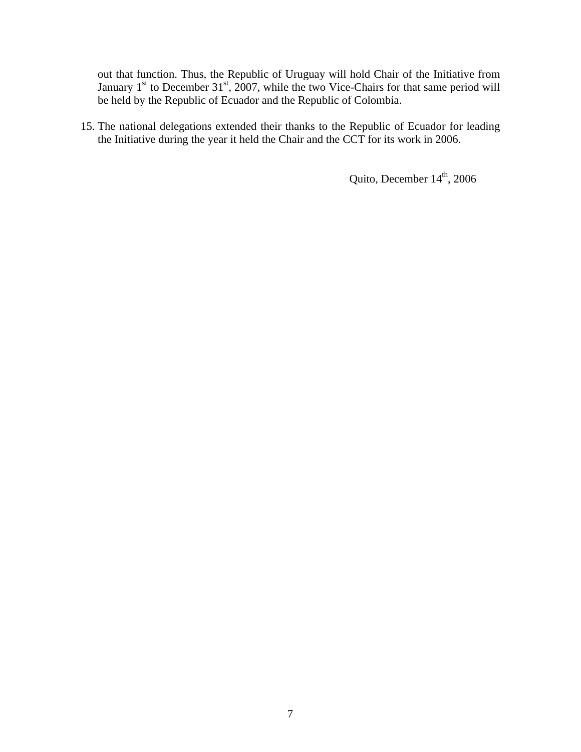out that function. Thus, the Republic of Uruguay will hold Chair of the Initiative from January 1st to December 31st, 2007, while the two Vice-Chairs for that same period will be held by the Republic of Ecuador and the Republic of Colombia.

15. The national delegations extended their thanks to the Republic of Ecuador for leading the Initiative during the year it held the Chair and the CCT for its work in 2006.

Quito, December 14th, 2006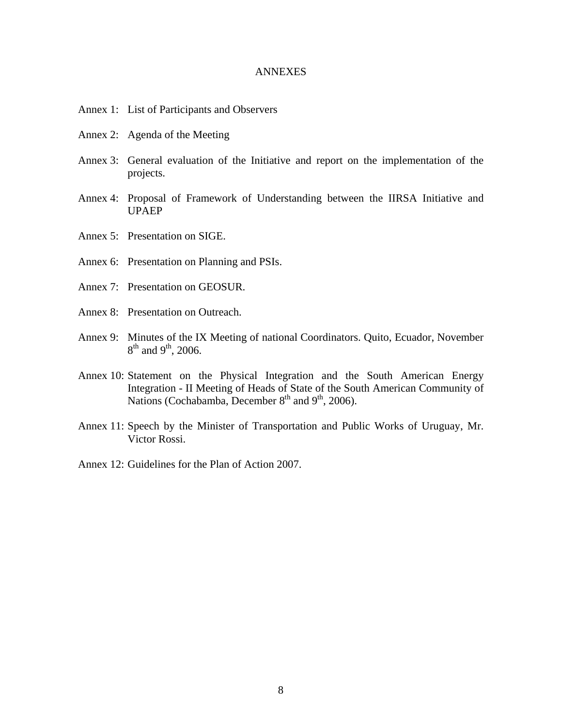# ANNEXES

Annex 1: List of Participants and Observers

Annex 2: Agenda of the Meeting

Annex 3: General evaluation of the Initiative and report on the implementation of the projects.

Annex 4: Proposal of Framework of Understanding between the IIRSA Initiative and UPAEP

Annex 5: Presentation on SIGE.

Annex 6: Presentation on Planning and PSIs.

Annex 7: Presentation on GEOSUR.

Annex 8: Presentation on Outreach.

Annex 9: Minutes of the IX Meeting of national Coordinators. Quito, Ecuador, November 8th and 9th, 2006.

Annex 10: Statement on the Physical Integration and the South American Energy Integration - II Meeting of Heads of State of the South American Community of Nations (Cochabamba, December 8th and 9th, 2006).

Annex 11: Speech by the Minister of Transportation and Public Works of Uruguay, Mr. Victor Rossi.

Annex 12: Guidelines for the Plan of Action 2007.